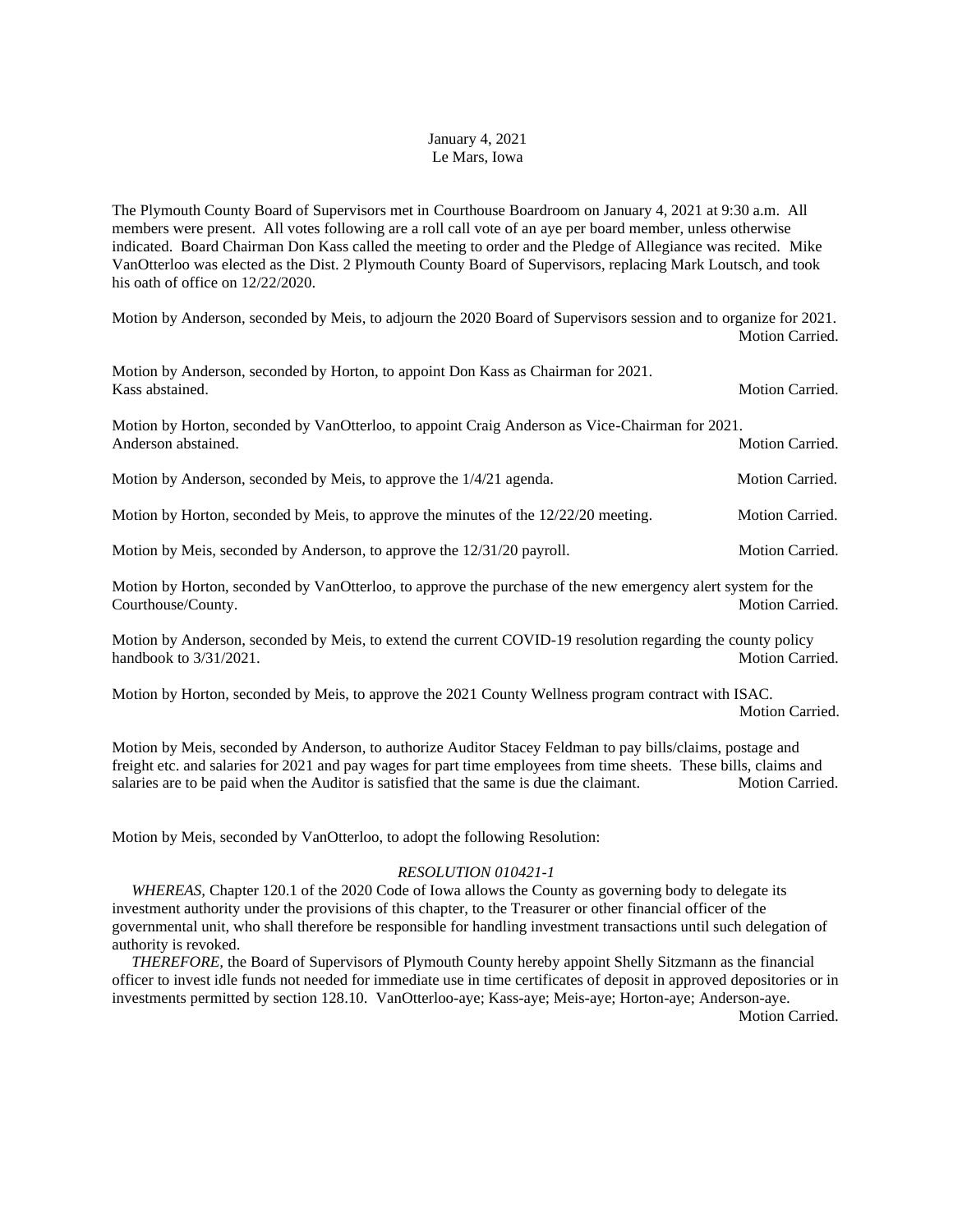January 4, 2021
Le Mars, Iowa

The Plymouth County Board of Supervisors met in Courthouse Boardroom on January 4, 2021 at 9:30 a.m. All members were present. All votes following are a roll call vote of an aye per board member, unless otherwise indicated. Board Chairman Don Kass called the meeting to order and the Pledge of Allegiance was recited. Mike VanOtterloo was elected as the Dist. 2 Plymouth County Board of Supervisors, replacing Mark Loutsch, and took his oath of office on 12/22/2020.

Motion by Anderson, seconded by Meis, to adjourn the 2020 Board of Supervisors session and to organize for 2021. Motion Carried.

Motion by Anderson, seconded by Horton, to appoint Don Kass as Chairman for 2021.
Kass abstained. Motion Carried.

Motion by Horton, seconded by VanOtterloo, to appoint Craig Anderson as Vice-Chairman for 2021.
Anderson abstained. Motion Carried.

Motion by Anderson, seconded by Meis, to approve the 1/4/21 agenda. Motion Carried.

Motion by Horton, seconded by Meis, to approve the minutes of the 12/22/20 meeting. Motion Carried.

Motion by Meis, seconded by Anderson, to approve the 12/31/20 payroll. Motion Carried.

Motion by Horton, seconded by VanOtterloo, to approve the purchase of the new emergency alert system for the Courthouse/County. Motion Carried.

Motion by Anderson, seconded by Meis, to extend the current COVID-19 resolution regarding the county policy handbook to 3/31/2021. Motion Carried.

Motion by Horton, seconded by Meis, to approve the 2021 County Wellness program contract with ISAC. Motion Carried.

Motion by Meis, seconded by Anderson, to authorize Auditor Stacey Feldman to pay bills/claims, postage and freight etc. and salaries for 2021 and pay wages for part time employees from time sheets. These bills, claims and salaries are to be paid when the Auditor is satisfied that the same is due the claimant. Motion Carried.

Motion by Meis, seconded by VanOtterloo, to adopt the following Resolution:

*RESOLUTION 010421-1*

*WHEREAS,* Chapter 120.1 of the 2020 Code of Iowa allows the County as governing body to delegate its investment authority under the provisions of this chapter, to the Treasurer or other financial officer of the governmental unit, who shall therefore be responsible for handling investment transactions until such delegation of authority is revoked.

*THEREFORE,* the Board of Supervisors of Plymouth County hereby appoint Shelly Sitzmann as the financial officer to invest idle funds not needed for immediate use in time certificates of deposit in approved depositories or in investments permitted by section 128.10. VanOtterloo-aye; Kass-aye; Meis-aye; Horton-aye; Anderson-aye.
Motion Carried.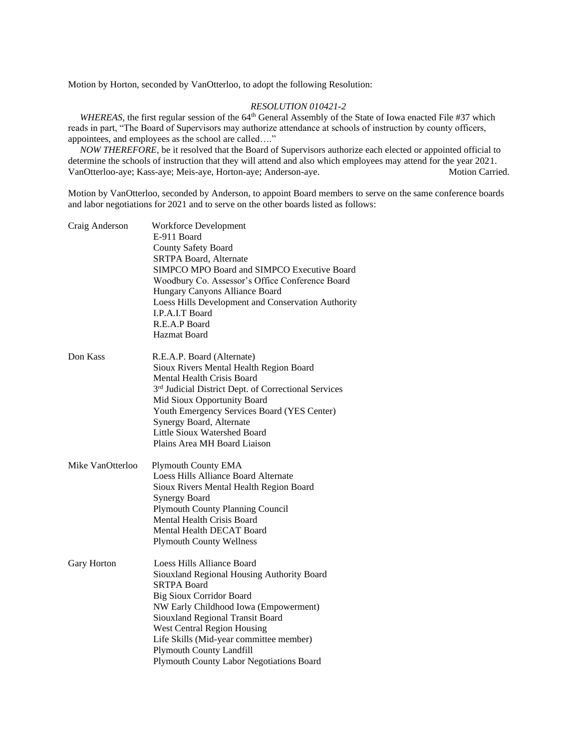Motion by Horton, seconded by VanOtterloo, to adopt the following Resolution:

*RESOLUTION 010421-2*

*WHEREAS,* the first regular session of the 64th General Assembly of the State of Iowa enacted File #37 which reads in part, "The Board of Supervisors may authorize attendance at schools of instruction by county officers, appointees, and employees as the school are called…."

*NOW THEREFORE,* be it resolved that the Board of Supervisors authorize each elected or appointed official to determine the schools of instruction that they will attend and also which employees may attend for the year 2021.
VanOtterloo-aye; Kass-aye; Meis-aye, Horton-aye; Anderson-aye. Motion Carried.

Motion by VanOtterloo, seconded by Anderson, to appoint Board members to serve on the same conference boards and labor negotiations for 2021 and to serve on the other boards listed as follows:

Craig Anderson
- Workforce Development
- E-911 Board
- County Safety Board
- SRTPA Board, Alternate
- SIMPCO MPO Board and SIMPCO Executive Board
- Woodbury Co. Assessor's Office Conference Board
- Hungary Canyons Alliance Board
- Loess Hills Development and Conservation Authority
- I.P.A.I.T Board
- R.E.A.P Board
- Hazmat Board

Don Kass
- R.E.A.P. Board (Alternate)
- Sioux Rivers Mental Health Region Board
- Mental Health Crisis Board
- 3rd Judicial District Dept. of Correctional Services
- Mid Sioux Opportunity Board
- Youth Emergency Services Board (YES Center)
- Synergy Board, Alternate
- Little Sioux Watershed Board
- Plains Area MH Board Liaison

Mike VanOtterloo
- Plymouth County EMA
- Loess Hills Alliance Board Alternate
- Sioux Rivers Mental Health Region Board
- Synergy Board
- Plymouth County Planning Council
- Mental Health Crisis Board
- Mental Health DECAT Board
- Plymouth County Wellness

Gary Horton
- Loess Hills Alliance Board
- Siouxland Regional Housing Authority Board
- SRTPA Board
- Big Sioux Corridor Board
- NW Early Childhood Iowa (Empowerment)
- Siouxland Regional Transit Board
- West Central Region Housing
- Life Skills (Mid-year committee member)
- Plymouth County Landfill
- Plymouth County Labor Negotiations Board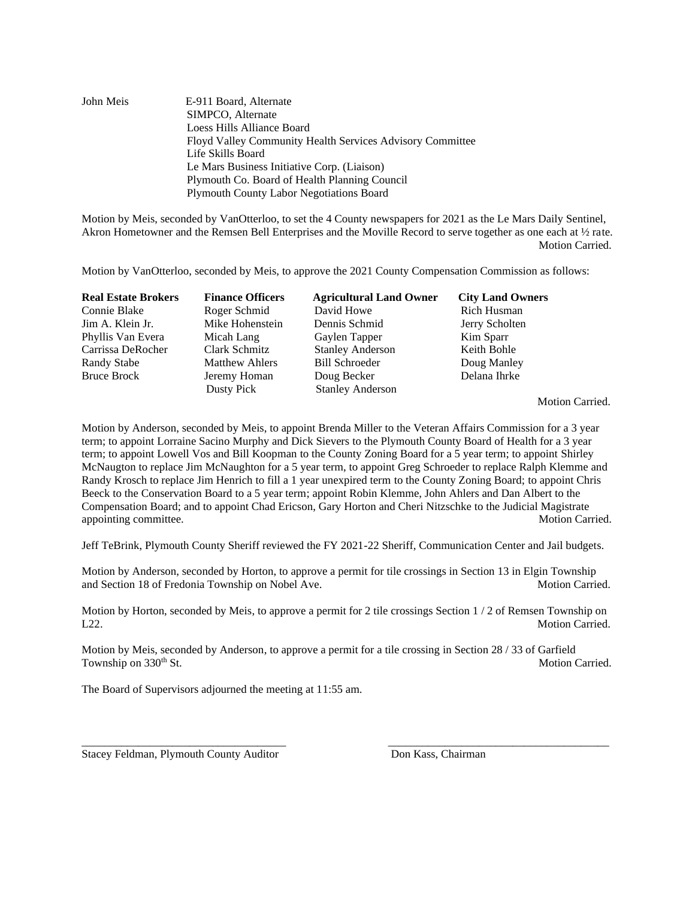| | |
|---|---|
| John Meis | E-911 Board, Alternate |
| | SIMPCO, Alternate |
| | Loess Hills Alliance Board |
| | Floyd Valley Community Health Services Advisory Committee |
| | Life Skills Board |
| | Le Mars Business Initiative Corp. (Liaison) |
| | Plymouth Co. Board of Health Planning Council |
| | Plymouth County Labor Negotiations Board |

Motion by Meis, seconded by VanOtterloo, to set the 4 County newspapers for 2021 as the Le Mars Daily Sentinel, Akron Hometowner and the Remsen Bell Enterprises and the Moville Record to serve together as one each at ½ rate. Motion Carried.

Motion by VanOtterloo, seconded by Meis, to approve the 2021 County Compensation Commission as follows:

| **Real Estate Brokers** | **Finance Officers** | **Agricultural Land Owner** | **City Land Owners** |
|---|---|---|---|
| Connie Blake | Roger Schmid | David Howe | Rich Husman |
| Jim A. Klein Jr. | Mike Hohenstein | Dennis Schmid | Jerry Scholten |
| Phyllis Van Evera | Micah Lang | Gaylen Tapper | Kim Sparr |
| Carrissa DeRocher | Clark Schmitz | Stanley Anderson | Keith Bohle |
| Randy Stabe | Matthew Ahlers | Bill Schroeder | Doug Manley |
| Bruce Brock | Jeremy Homan | Doug Becker | Delana Ihrke |
| | Dusty Pick | Stanley Anderson | |

Motion Carried.

Motion by Anderson, seconded by Meis, to appoint Brenda Miller to the Veteran Affairs Commission for a 3 year term; to appoint Lorraine Sacino Murphy and Dick Sievers to the Plymouth County Board of Health for a 3 year term; to appoint Lowell Vos and Bill Koopman to the County Zoning Board for a 5 year term; to appoint Shirley McNaugton to replace Jim McNaughton for a 5 year term, to appoint Greg Schroeder to replace Ralph Klemme and Randy Krosch to replace Jim Henrich to fill a 1 year unexpired term to the County Zoning Board; to appoint Chris Beeck to the Conservation Board to a 5 year term; appoint Robin Klemme, John Ahlers and Dan Albert to the Compensation Board; and to appoint Chad Ericson, Gary Horton and Cheri Nitzschke to the Judicial Magistrate appointing committee. Motion Carried.

Jeff TeBrink, Plymouth County Sheriff reviewed the FY 2021-22 Sheriff, Communication Center and Jail budgets.

Motion by Anderson, seconded by Horton, to approve a permit for tile crossings in Section 13 in Elgin Township and Section 18 of Fredonia Township on Nobel Ave. Motion Carried.

Motion by Horton, seconded by Meis, to approve a permit for 2 tile crossings Section 1 / 2 of Remsen Township on L22. Motion Carried.

Motion by Meis, seconded by Anderson, to approve a permit for a tile crossing in Section 28 / 33 of Garfield Township on 330th St. Motion Carried.

The Board of Supervisors adjourned the meeting at 11:55 am.

\_\_\_\_\_\_\_\_\_\_\_\_\_\_\_\_\_\_\_\_\_\_\_\_\_\_\_\_\_\_\_\_\_\_\_\_
Stacey Feldman, Plymouth County Auditor

\_\_\_\_\_\_\_\_\_\_\_\_\_\_\_\_\_\_\_\_\_\_\_\_\_\_\_\_\_\_\_\_\_\_\_\_
Don Kass, Chairman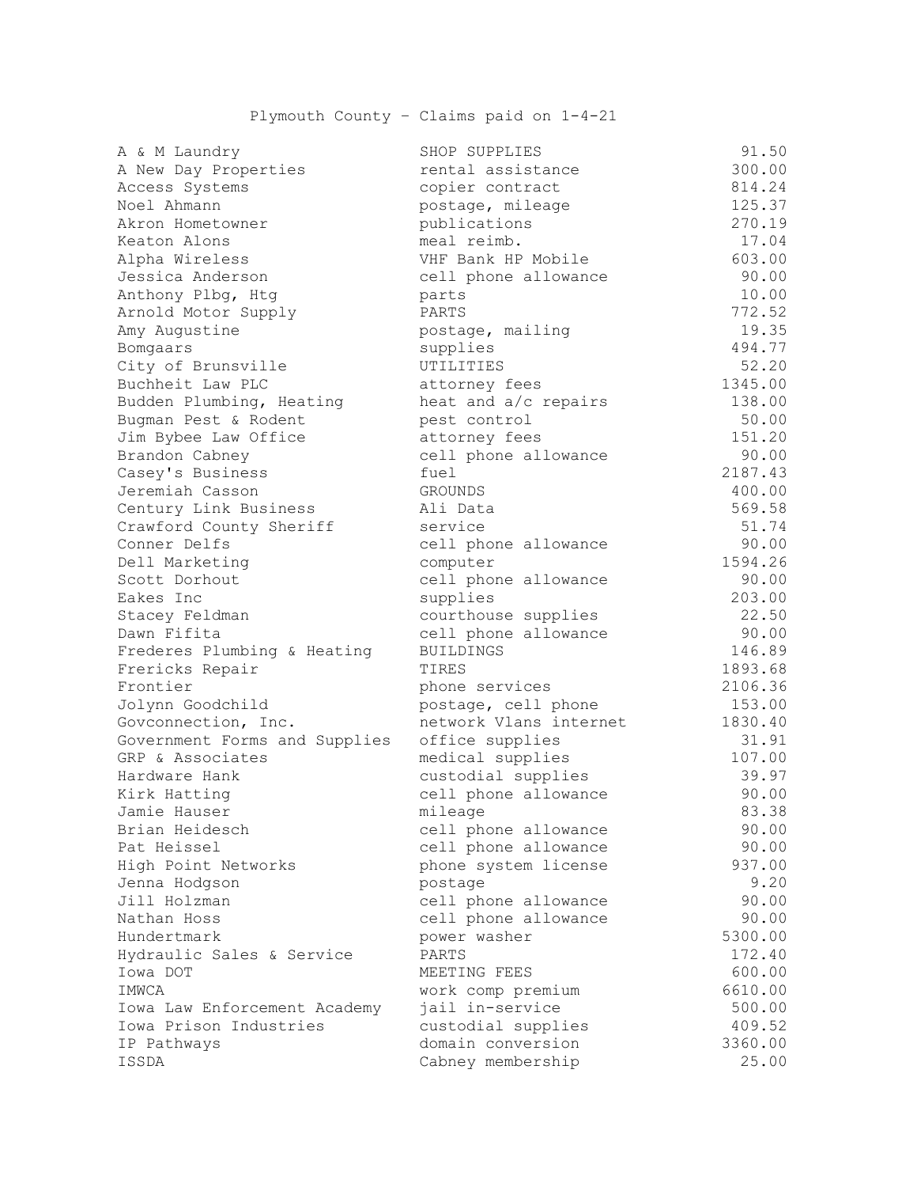Plymouth County – Claims paid on 1-4-21

| Vendor | Description | Amount |
|---|---|---|
| A & M Laundry | SHOP SUPPLIES | 91.50 |
| A New Day Properties | rental assistance | 300.00 |
| Access Systems | copier contract | 814.24 |
| Noel Ahmann | postage, mileage | 125.37 |
| Akron Hometowner | publications | 270.19 |
| Keaton Alons | meal reimb. | 17.04 |
| Alpha Wireless | VHF Bank HP Mobile | 603.00 |
| Jessica Anderson | cell phone allowance | 90.00 |
| Anthony Plbg, Htg | parts | 10.00 |
| Arnold Motor Supply | PARTS | 772.52 |
| Amy Augustine | postage, mailing | 19.35 |
| Bomgaars | supplies | 494.77 |
| City of Brunsville | UTILITIES | 52.20 |
| Buchheit Law PLC | attorney fees | 1345.00 |
| Budden Plumbing, Heating | heat and a/c repairs | 138.00 |
| Bugman Pest & Rodent | pest control | 50.00 |
| Jim Bybee Law Office | attorney fees | 151.20 |
| Brandon Cabney | cell phone allowance | 90.00 |
| Casey's Business | fuel | 2187.43 |
| Jeremiah Casson | GROUNDS | 400.00 |
| Century Link Business | Ali Data | 569.58 |
| Crawford County Sheriff | service | 51.74 |
| Conner Delfs | cell phone allowance | 90.00 |
| Dell Marketing | computer | 1594.26 |
| Scott Dorhout | cell phone allowance | 90.00 |
| Eakes Inc | supplies | 203.00 |
| Stacey Feldman | courthouse supplies | 22.50 |
| Dawn Fifita | cell phone allowance | 90.00 |
| Frederes Plumbing & Heating | BUILDINGS | 146.89 |
| Frericks Repair | TIRES | 1893.68 |
| Frontier | phone services | 2106.36 |
| Jolynn Goodchild | postage, cell phone | 153.00 |
| Govconnection, Inc. | network Vlans internet | 1830.40 |
| Government Forms and Supplies | office supplies | 31.91 |
| GRP & Associates | medical supplies | 107.00 |
| Hardware Hank | custodial supplies | 39.97 |
| Kirk Hatting | cell phone allowance | 90.00 |
| Jamie Hauser | mileage | 83.38 |
| Brian Heidesch | cell phone allowance | 90.00 |
| Pat Heissel | cell phone allowance | 90.00 |
| High Point Networks | phone system license | 937.00 |
| Jenna Hodgson | postage | 9.20 |
| Jill Holzman | cell phone allowance | 90.00 |
| Nathan Hoss | cell phone allowance | 90.00 |
| Hundertmark | power washer | 5300.00 |
| Hydraulic Sales & Service | PARTS | 172.40 |
| Iowa DOT | MEETING FEES | 600.00 |
| IMWCA | work comp premium | 6610.00 |
| Iowa Law Enforcement Academy | jail in-service | 500.00 |
| Iowa Prison Industries | custodial supplies | 409.52 |
| IP Pathways | domain conversion | 3360.00 |
| ISSDA | Cabney membership | 25.00 |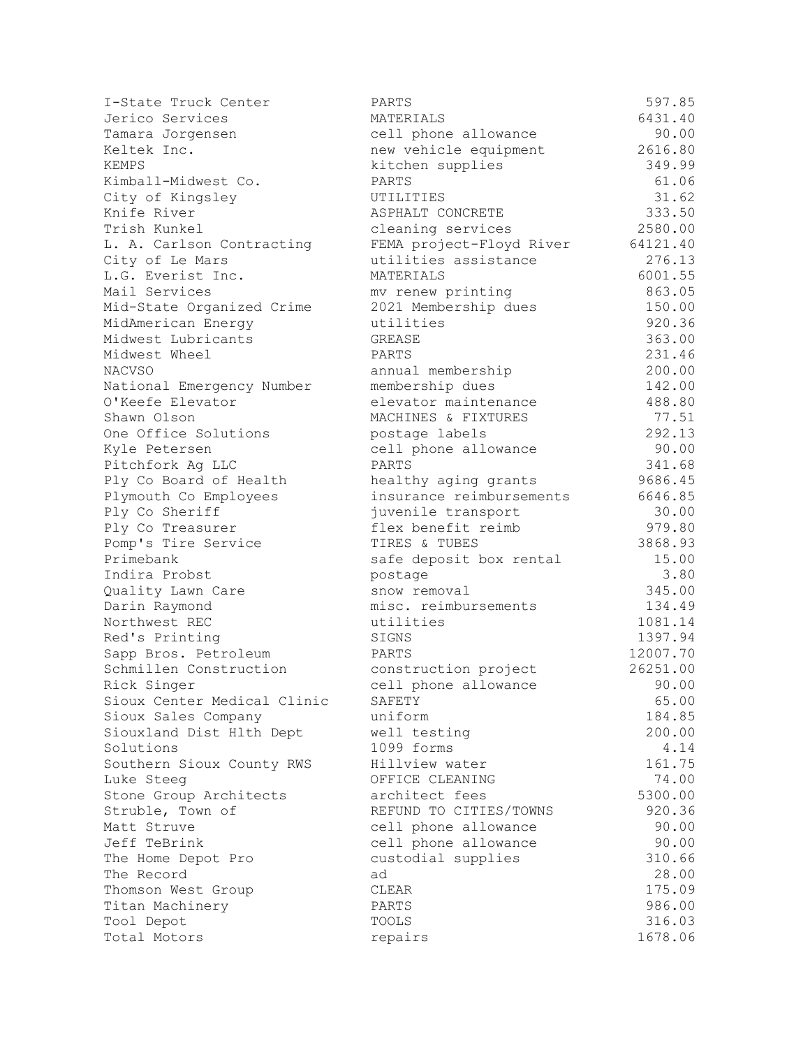| | | |
|---|---|---|
| I-State Truck Center | PARTS | 597.85 |
| Jerico Services | MATERIALS | 6431.40 |
| Tamara Jorgensen | cell phone allowance | 90.00 |
| Keltek Inc. | new vehicle equipment | 2616.80 |
| KEMPS | kitchen supplies | 349.99 |
| Kimball-Midwest Co. | PARTS | 61.06 |
| City of Kingsley | UTILITIES | 31.62 |
| Knife River | ASPHALT CONCRETE | 333.50 |
| Trish Kunkel | cleaning services | 2580.00 |
| L. A. Carlson Contracting | FEMA project-Floyd River | 64121.40 |
| City of Le Mars | utilities assistance | 276.13 |
| L.G. Everist Inc. | MATERIALS | 6001.55 |
| Mail Services | mv renew printing | 863.05 |
| Mid-State Organized Crime | 2021 Membership dues | 150.00 |
| MidAmerican Energy | utilities | 920.36 |
| Midwest Lubricants | GREASE | 363.00 |
| Midwest Wheel | PARTS | 231.46 |
| NACVSO | annual membership | 200.00 |
| National Emergency Number | membership dues | 142.00 |
| O'Keefe Elevator | elevator maintenance | 488.80 |
| Shawn Olson | MACHINES & FIXTURES | 77.51 |
| One Office Solutions | postage labels | 292.13 |
| Kyle Petersen | cell phone allowance | 90.00 |
| Pitchfork Ag LLC | PARTS | 341.68 |
| Ply Co Board of Health | healthy aging grants | 9686.45 |
| Plymouth Co Employees | insurance reimbursements | 6646.85 |
| Ply Co Sheriff | juvenile transport | 30.00 |
| Ply Co Treasurer | flex benefit reimb | 979.80 |
| Pomp's Tire Service | TIRES & TUBES | 3868.93 |
| Primebank | safe deposit box rental | 15.00 |
| Indira Probst | postage | 3.80 |
| Quality Lawn Care | snow removal | 345.00 |
| Darin Raymond | misc. reimbursements | 134.49 |
| Northwest REC | utilities | 1081.14 |
| Red's Printing | SIGNS | 1397.94 |
| Sapp Bros. Petroleum | PARTS | 12007.70 |
| Schmillen Construction | construction project | 26251.00 |
| Rick Singer | cell phone allowance | 90.00 |
| Sioux Center Medical Clinic | SAFETY | 65.00 |
| Sioux Sales Company | uniform | 184.85 |
| Siouxland Dist Hlth Dept | well testing | 200.00 |
| Solutions | 1099 forms | 4.14 |
| Southern Sioux County RWS | Hillview water | 161.75 |
| Luke Steeg | OFFICE CLEANING | 74.00 |
| Stone Group Architects | architect fees | 5300.00 |
| Struble, Town of | REFUND TO CITIES/TOWNS | 920.36 |
| Matt Struve | cell phone allowance | 90.00 |
| Jeff TeBrink | cell phone allowance | 90.00 |
| The Home Depot Pro | custodial supplies | 310.66 |
| The Record | ad | 28.00 |
| Thomson West Group | CLEAR | 175.09 |
| Titan Machinery | PARTS | 986.00 |
| Tool Depot | TOOLS | 316.03 |
| Total Motors | repairs | 1678.06 |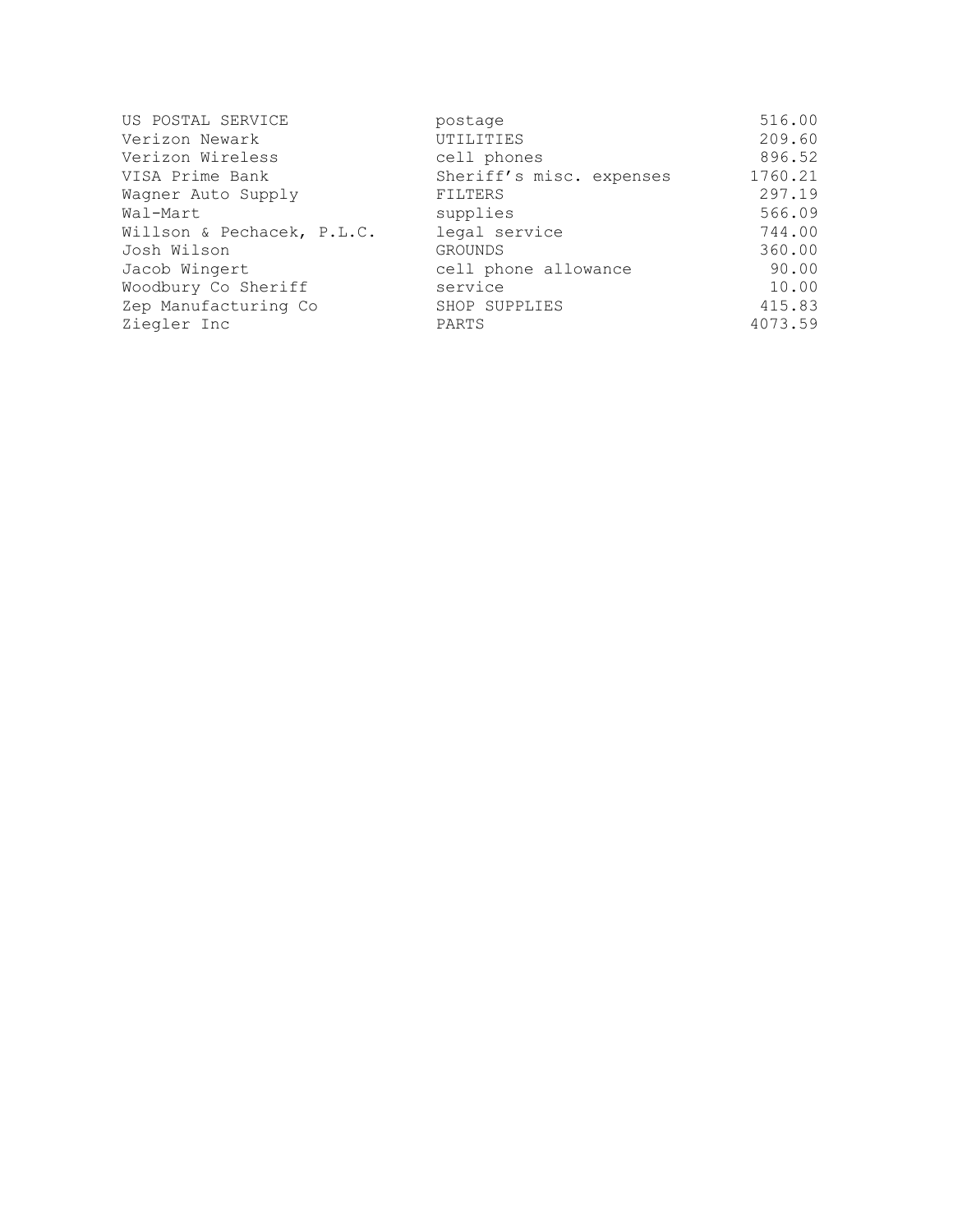| | | |
|---|---|---|
| US POSTAL SERVICE | postage | 516.00 |
| Verizon Newark | UTILITIES | 209.60 |
| Verizon Wireless | cell phones | 896.52 |
| VISA Prime Bank | Sheriff's misc. expenses | 1760.21 |
| Wagner Auto Supply | FILTERS | 297.19 |
| Wal-Mart | supplies | 566.09 |
| Willson & Pechacek, P.L.C. | legal service | 744.00 |
| Josh Wilson | GROUNDS | 360.00 |
| Jacob Wingert | cell phone allowance | 90.00 |
| Woodbury Co Sheriff | service | 10.00 |
| Zep Manufacturing Co | SHOP SUPPLIES | 415.83 |
| Ziegler Inc | PARTS | 4073.59 |